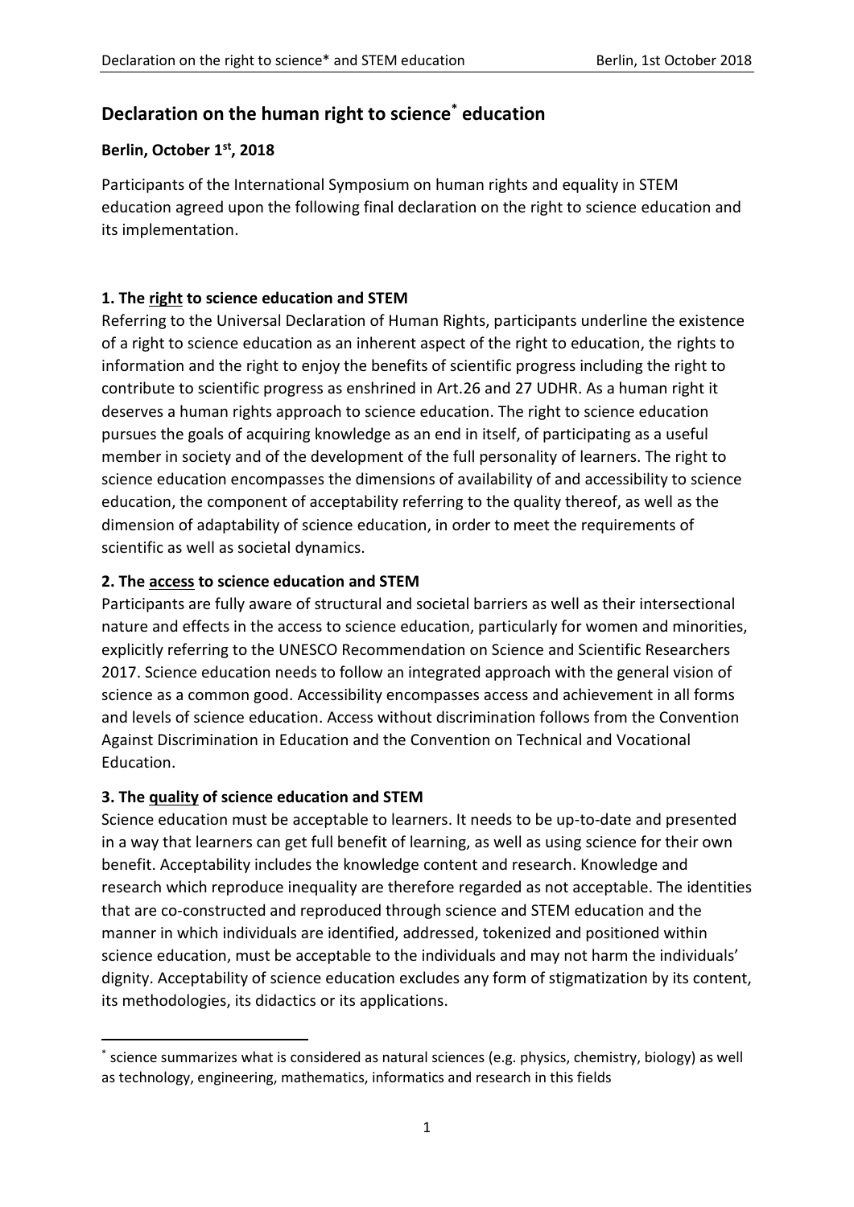# Declaration on the human right to science* education

**Berlin, October 1st, 2018**

Participants of the International Symposium on human rights and equality in STEM education agreed upon the following final declaration on the right to science education and its implementation.

## 1. The right to science education and STEM

Referring to the Universal Declaration of Human Rights, participants underline the existence of a right to science education as an inherent aspect of the right to education, the rights to information and the right to enjoy the benefits of scientific progress including the right to contribute to scientific progress as enshrined in Art.26 and 27 UDHR. As a human right it deserves a human rights approach to science education. The right to science education pursues the goals of acquiring knowledge as an end in itself, of participating as a useful member in society and of the development of the full personality of learners. The right to science education encompasses the dimensions of availability of and accessibility to science education, the component of acceptability referring to the quality thereof, as well as the dimension of adaptability of science education, in order to meet the requirements of scientific as well as societal dynamics.

## 2. The access to science education and STEM

Participants are fully aware of structural and societal barriers as well as their intersectional nature and effects in the access to science education, particularly for women and minorities, explicitly referring to the UNESCO Recommendation on Science and Scientific Researchers 2017. Science education needs to follow an integrated approach with the general vision of science as a common good. Accessibility encompasses access and achievement in all forms and levels of science education. Access without discrimination follows from the Convention Against Discrimination in Education and the Convention on Technical and Vocational Education.

## 3. The quality of science education and STEM

Science education must be acceptable to learners. It needs to be up-to-date and presented in a way that learners can get full benefit of learning, as well as using science for their own benefit. Acceptability includes the knowledge content and research. Knowledge and research which reproduce inequality are therefore regarded as not acceptable. The identities that are co-constructed and reproduced through science and STEM education and the manner in which individuals are identified, addressed, tokenized and positioned within science education, must be acceptable to the individuals and may not harm the individuals' dignity. Acceptability of science education excludes any form of stigmatization by its content, its methodologies, its didactics or its applications.

---

* science summarizes what is considered as natural sciences (e.g. physics, chemistry, biology) as well as technology, engineering, mathematics, informatics and research in this fields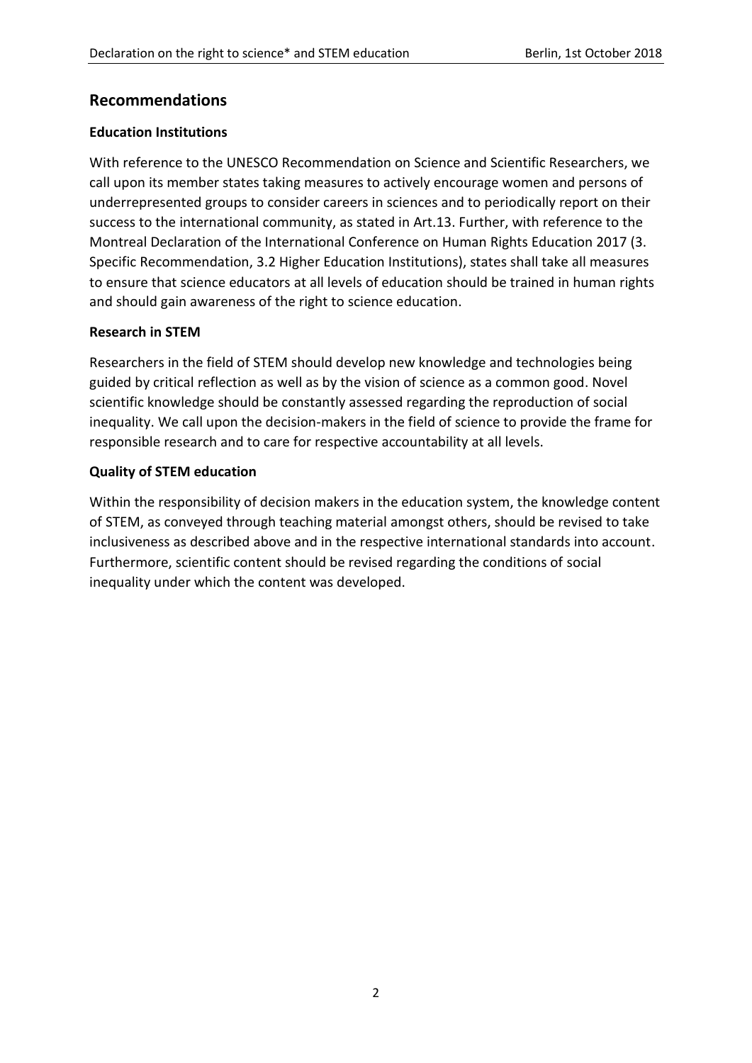## Recommendations

### Education Institutions

With reference to the UNESCO Recommendation on Science and Scientific Researchers, we call upon its member states taking measures to actively encourage women and persons of underrepresented groups to consider careers in sciences and to periodically report on their success to the international community, as stated in Art.13. Further, with reference to the Montreal Declaration of the International Conference on Human Rights Education 2017 (3. Specific Recommendation, 3.2 Higher Education Institutions), states shall take all measures to ensure that science educators at all levels of education should be trained in human rights and should gain awareness of the right to science education.

### Research in STEM

Researchers in the field of STEM should develop new knowledge and technologies being guided by critical reflection as well as by the vision of science as a common good. Novel scientific knowledge should be constantly assessed regarding the reproduction of social inequality. We call upon the decision-makers in the field of science to provide the frame for responsible research and to care for respective accountability at all levels.

### Quality of STEM education

Within the responsibility of decision makers in the education system, the knowledge content of STEM, as conveyed through teaching material amongst others, should be revised to take inclusiveness as described above and in the respective international standards into account. Furthermore, scientific content should be revised regarding the conditions of social inequality under which the content was developed.